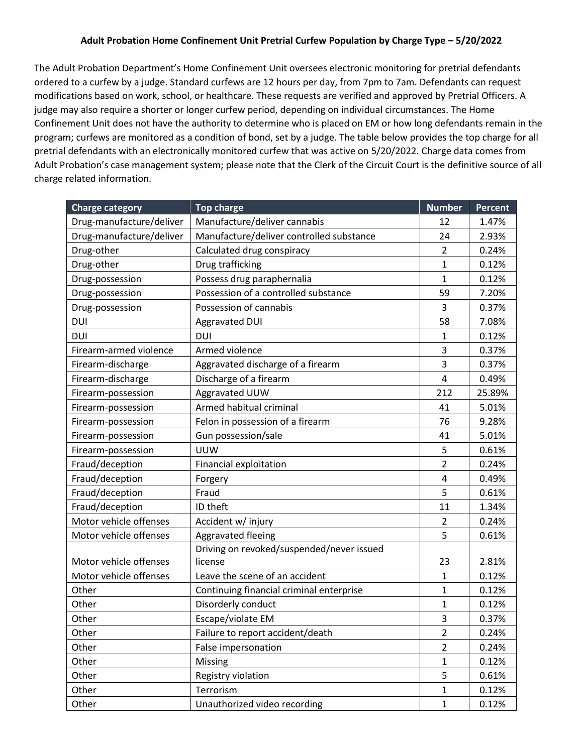# Adult Probation Home Confinement Unit Pretrial Curfew Population by Charge Type – 5/20/2022

The Adult Probation Department's Home Confinement Unit oversees electronic monitoring for pretrial defendants ordered to a curfew by a judge. Standard curfews are 12 hours per day, from 7pm to 7am. Defendants can request modifications based on work, school, or healthcare. These requests are verified and approved by Pretrial Officers. A judge may also require a shorter or longer curfew period, depending on individual circumstances. The Home Confinement Unit does not have the authority to determine who is placed on EM or how long defendants remain in the program; curfews are monitored as a condition of bond, set by a judge. The table below provides the top charge for all pretrial defendants with an electronically monitored curfew that was active on 5/20/2022. Charge data comes from Adult Probation's case management system; please note that the Clerk of the Circuit Court is the definitive source of all charge related information.

| Charge category | Top charge | Number | Percent |
|---|---|---|---|
| Drug-manufacture/deliver | Manufacture/deliver cannabis | 12 | 1.47% |
| Drug-manufacture/deliver | Manufacture/deliver controlled substance | 24 | 2.93% |
| Drug-other | Calculated drug conspiracy | 2 | 0.24% |
| Drug-other | Drug trafficking | 1 | 0.12% |
| Drug-possession | Possess drug paraphernalia | 1 | 0.12% |
| Drug-possession | Possession of a controlled substance | 59 | 7.20% |
| Drug-possession | Possession of cannabis | 3 | 0.37% |
| DUI | Aggravated DUI | 58 | 7.08% |
| DUI | DUI | 1 | 0.12% |
| Firearm-armed violence | Armed violence | 3 | 0.37% |
| Firearm-discharge | Aggravated discharge of a firearm | 3 | 0.37% |
| Firearm-discharge | Discharge of a firearm | 4 | 0.49% |
| Firearm-possession | Aggravated UUW | 212 | 25.89% |
| Firearm-possession | Armed habitual criminal | 41 | 5.01% |
| Firearm-possession | Felon in possession of a firearm | 76 | 9.28% |
| Firearm-possession | Gun possession/sale | 41 | 5.01% |
| Firearm-possession | UUW | 5 | 0.61% |
| Fraud/deception | Financial exploitation | 2 | 0.24% |
| Fraud/deception | Forgery | 4 | 0.49% |
| Fraud/deception | Fraud | 5 | 0.61% |
| Fraud/deception | ID theft | 11 | 1.34% |
| Motor vehicle offenses | Accident w/ injury | 2 | 0.24% |
| Motor vehicle offenses | Aggravated fleeing | 5 | 0.61% |
| Motor vehicle offenses | Driving on revoked/suspended/never issued license | 23 | 2.81% |
| Motor vehicle offenses | Leave the scene of an accident | 1 | 0.12% |
| Other | Continuing financial criminal enterprise | 1 | 0.12% |
| Other | Disorderly conduct | 1 | 0.12% |
| Other | Escape/violate EM | 3 | 0.37% |
| Other | Failure to report accident/death | 2 | 0.24% |
| Other | False impersonation | 2 | 0.24% |
| Other | Missing | 1 | 0.12% |
| Other | Registry violation | 5 | 0.61% |
| Other | Terrorism | 1 | 0.12% |
| Other | Unauthorized video recording | 1 | 0.12% |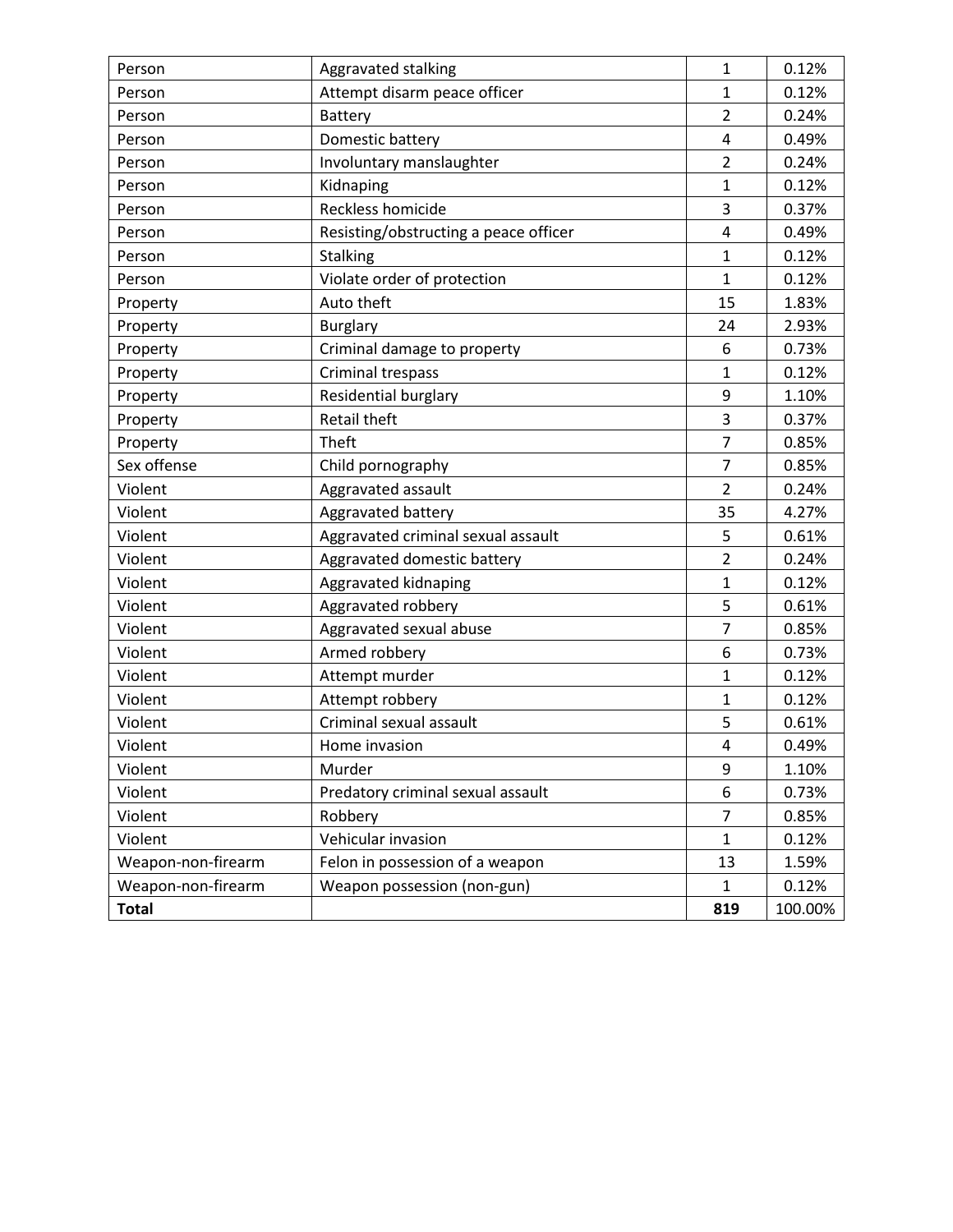| | | | |
|---|---|---|---|
| Person | Aggravated stalking | 1 | 0.12% |
| Person | Attempt disarm peace officer | 1 | 0.12% |
| Person | Battery | 2 | 0.24% |
| Person | Domestic battery | 4 | 0.49% |
| Person | Involuntary manslaughter | 2 | 0.24% |
| Person | Kidnaping | 1 | 0.12% |
| Person | Reckless homicide | 3 | 0.37% |
| Person | Resisting/obstructing a peace officer | 4 | 0.49% |
| Person | Stalking | 1 | 0.12% |
| Person | Violate order of protection | 1 | 0.12% |
| Property | Auto theft | 15 | 1.83% |
| Property | Burglary | 24 | 2.93% |
| Property | Criminal damage to property | 6 | 0.73% |
| Property | Criminal trespass | 1 | 0.12% |
| Property | Residential burglary | 9 | 1.10% |
| Property | Retail theft | 3 | 0.37% |
| Property | Theft | 7 | 0.85% |
| Sex offense | Child pornography | 7 | 0.85% |
| Violent | Aggravated assault | 2 | 0.24% |
| Violent | Aggravated battery | 35 | 4.27% |
| Violent | Aggravated criminal sexual assault | 5 | 0.61% |
| Violent | Aggravated domestic battery | 2 | 0.24% |
| Violent | Aggravated kidnaping | 1 | 0.12% |
| Violent | Aggravated robbery | 5 | 0.61% |
| Violent | Aggravated sexual abuse | 7 | 0.85% |
| Violent | Armed robbery | 6 | 0.73% |
| Violent | Attempt murder | 1 | 0.12% |
| Violent | Attempt robbery | 1 | 0.12% |
| Violent | Criminal sexual assault | 5 | 0.61% |
| Violent | Home invasion | 4 | 0.49% |
| Violent | Murder | 9 | 1.10% |
| Violent | Predatory criminal sexual assault | 6 | 0.73% |
| Violent | Robbery | 7 | 0.85% |
| Violent | Vehicular invasion | 1 | 0.12% |
| Weapon-non-firearm | Felon in possession of a weapon | 13 | 1.59% |
| Weapon-non-firearm | Weapon possession (non-gun) | 1 | 0.12% |
| **Total** | | **819** | 100.00% |